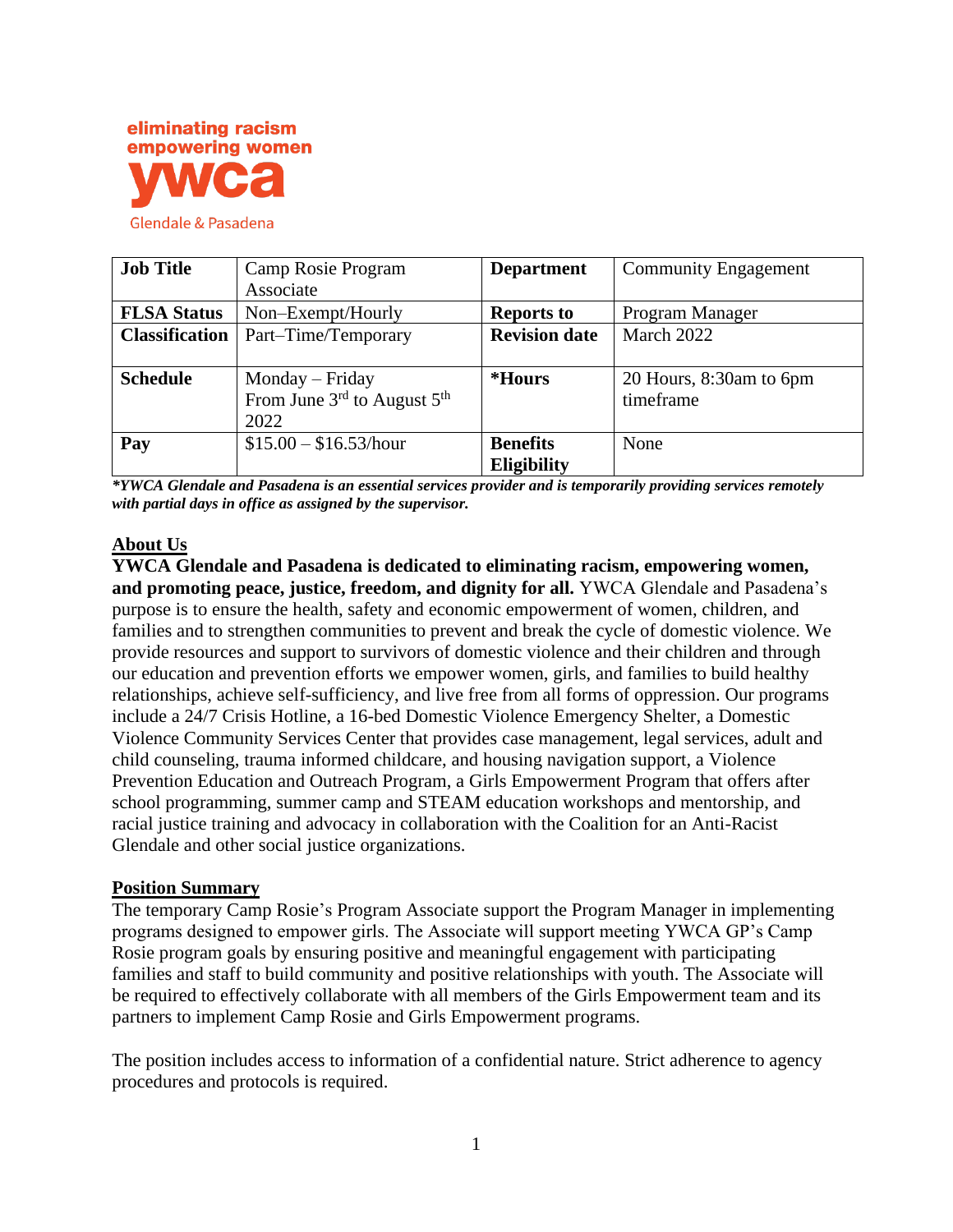eliminating racism
empowering women
ywca
Glendale & Pasadena

| **Job Title** | Camp Rosie Program Associate | **Department** | Community Engagement |
|---|---|---|---|
| **FLSA Status** | Non–Exempt/Hourly | **Reports to** | Program Manager |
| **Classification** | Part–Time/Temporary | **Revision date** | March 2022 |
| **Schedule** | Monday – Friday From June 3rd to August 5th 2022 | **\*Hours** | 20 Hours, 8:30am to 6pm timeframe |
| **Pay** | $15.00 – $16.53/hour | **Benefits Eligibility** | None |

***YWCA Glendale and Pasadena is an essential services provider and is temporarily providing services remotely with partial days in office as assigned by the supervisor.***

## About Us

**YWCA Glendale and Pasadena is dedicated to eliminating racism, empowering women, and promoting peace, justice, freedom, and dignity for all.** YWCA Glendale and Pasadena's purpose is to ensure the health, safety and economic empowerment of women, children, and families and to strengthen communities to prevent and break the cycle of domestic violence. We provide resources and support to survivors of domestic violence and their children and through our education and prevention efforts we empower women, girls, and families to build healthy relationships, achieve self-sufficiency, and live free from all forms of oppression. Our programs include a 24/7 Crisis Hotline, a 16-bed Domestic Violence Emergency Shelter, a Domestic Violence Community Services Center that provides case management, legal services, adult and child counseling, trauma informed childcare, and housing navigation support, a Violence Prevention Education and Outreach Program, a Girls Empowerment Program that offers after school programming, summer camp and STEAM education workshops and mentorship, and racial justice training and advocacy in collaboration with the Coalition for an Anti-Racist Glendale and other social justice organizations.

## Position Summary

The temporary Camp Rosie's Program Associate support the Program Manager in implementing programs designed to empower girls. The Associate will support meeting YWCA GP's Camp Rosie program goals by ensuring positive and meaningful engagement with participating families and staff to build community and positive relationships with youth. The Associate will be required to effectively collaborate with all members of the Girls Empowerment team and its partners to implement Camp Rosie and Girls Empowerment programs.

The position includes access to information of a confidential nature. Strict adherence to agency procedures and protocols is required.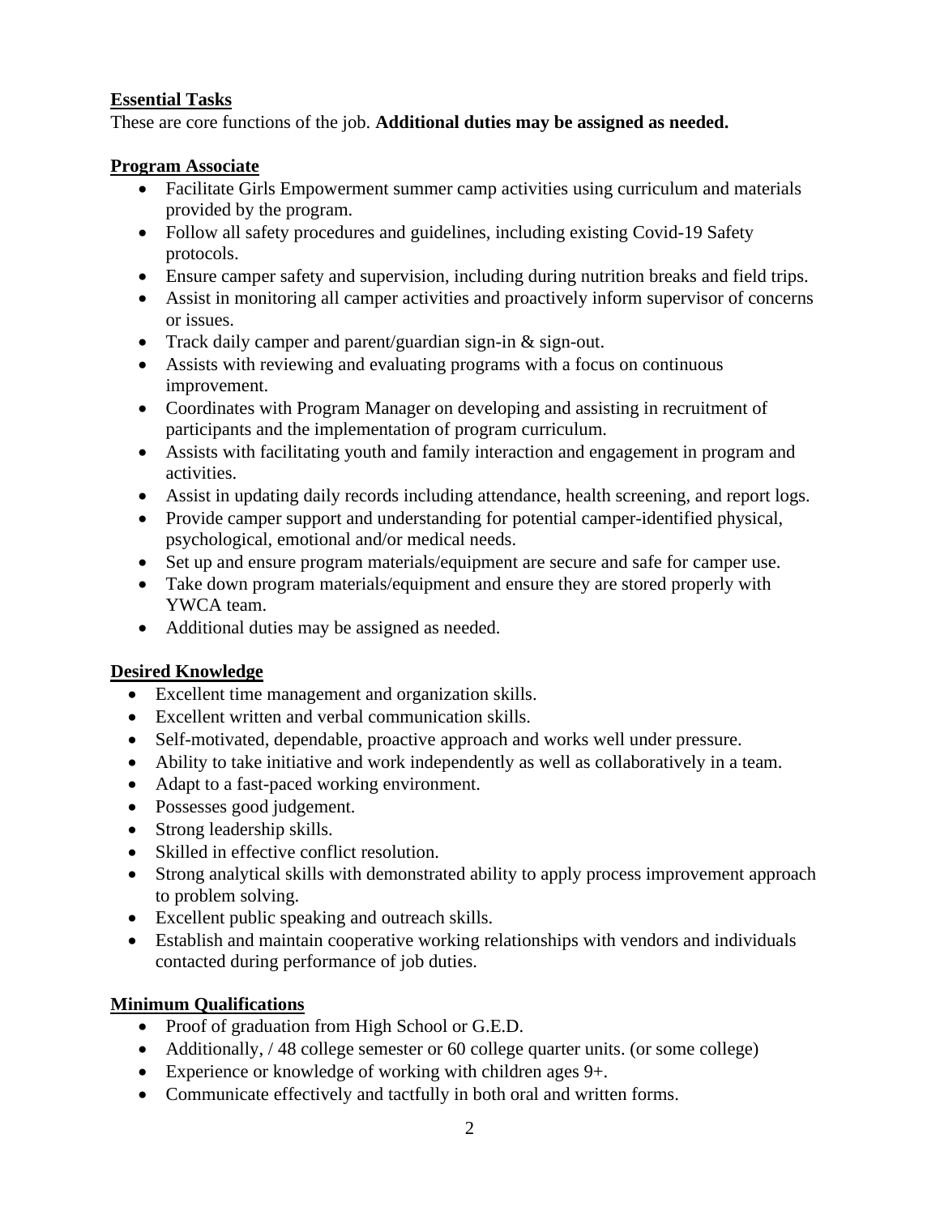**Essential Tasks**

These are core functions of the job. **Additional duties may be assigned as needed.**

**Program Associate**

- Facilitate Girls Empowerment summer camp activities using curriculum and materials provided by the program.
- Follow all safety procedures and guidelines, including existing Covid-19 Safety protocols.
- Ensure camper safety and supervision, including during nutrition breaks and field trips.
- Assist in monitoring all camper activities and proactively inform supervisor of concerns or issues.
- Track daily camper and parent/guardian sign-in & sign-out.
- Assists with reviewing and evaluating programs with a focus on continuous improvement.
- Coordinates with Program Manager on developing and assisting in recruitment of participants and the implementation of program curriculum.
- Assists with facilitating youth and family interaction and engagement in program and activities.
- Assist in updating daily records including attendance, health screening, and report logs.
- Provide camper support and understanding for potential camper-identified physical, psychological, emotional and/or medical needs.
- Set up and ensure program materials/equipment are secure and safe for camper use.
- Take down program materials/equipment and ensure they are stored properly with YWCA team.
- Additional duties may be assigned as needed.

**Desired Knowledge**

- Excellent time management and organization skills.
- Excellent written and verbal communication skills.
- Self-motivated, dependable, proactive approach and works well under pressure.
- Ability to take initiative and work independently as well as collaboratively in a team.
- Adapt to a fast-paced working environment.
- Possesses good judgement.
- Strong leadership skills.
- Skilled in effective conflict resolution.
- Strong analytical skills with demonstrated ability to apply process improvement approach to problem solving.
- Excellent public speaking and outreach skills.
- Establish and maintain cooperative working relationships with vendors and individuals contacted during performance of job duties.

**Minimum Qualifications**

- Proof of graduation from High School or G.E.D.
- Additionally, / 48 college semester or 60 college quarter units. (or some college)
- Experience or knowledge of working with children ages 9+.
- Communicate effectively and tactfully in both oral and written forms.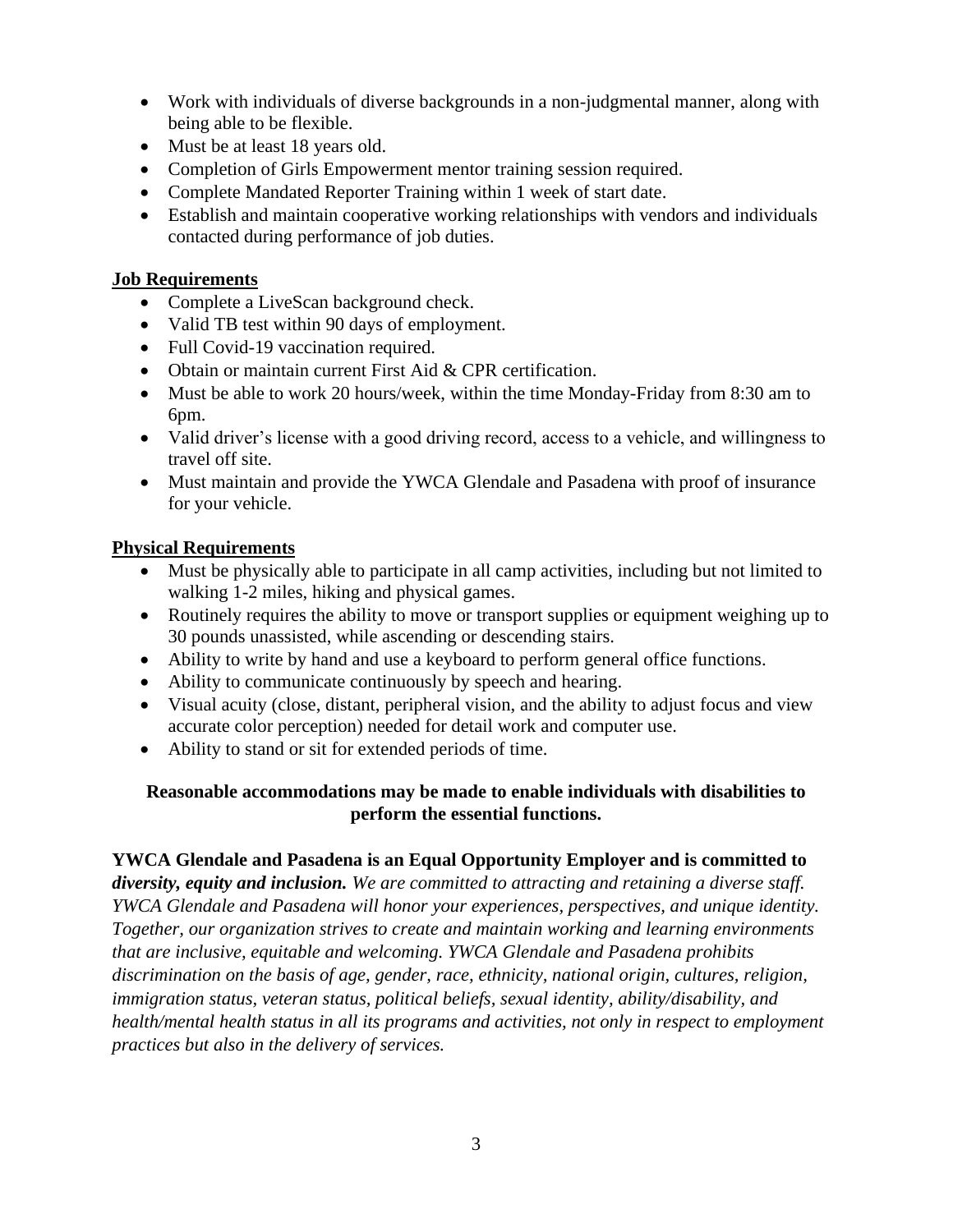- Work with individuals of diverse backgrounds in a non-judgmental manner, along with being able to be flexible.
- Must be at least 18 years old.
- Completion of Girls Empowerment mentor training session required.
- Complete Mandated Reporter Training within 1 week of start date.
- Establish and maintain cooperative working relationships with vendors and individuals contacted during performance of job duties.

## Job Requirements

- Complete a LiveScan background check.
- Valid TB test within 90 days of employment.
- Full Covid-19 vaccination required.
- Obtain or maintain current First Aid & CPR certification.
- Must be able to work 20 hours/week, within the time Monday-Friday from 8:30 am to 6pm.
- Valid driver's license with a good driving record, access to a vehicle, and willingness to travel off site.
- Must maintain and provide the YWCA Glendale and Pasadena with proof of insurance for your vehicle.

## Physical Requirements

- Must be physically able to participate in all camp activities, including but not limited to walking 1-2 miles, hiking and physical games.
- Routinely requires the ability to move or transport supplies or equipment weighing up to 30 pounds unassisted, while ascending or descending stairs.
- Ability to write by hand and use a keyboard to perform general office functions.
- Ability to communicate continuously by speech and hearing.
- Visual acuity (close, distant, peripheral vision, and the ability to adjust focus and view accurate color perception) needed for detail work and computer use.
- Ability to stand or sit for extended periods of time.

**Reasonable accommodations may be made to enable individuals with disabilities to perform the essential functions.**

**YWCA Glendale and Pasadena is an Equal Opportunity Employer and is committed to *diversity, equity and inclusion.*** *We are committed to attracting and retaining a diverse staff. YWCA Glendale and Pasadena will honor your experiences, perspectives, and unique identity. Together, our organization strives to create and maintain working and learning environments that are inclusive, equitable and welcoming. YWCA Glendale and Pasadena prohibits discrimination on the basis of age, gender, race, ethnicity, national origin, cultures, religion, immigration status, veteran status, political beliefs, sexual identity, ability/disability, and health/mental health status in all its programs and activities, not only in respect to employment practices but also in the delivery of services.*